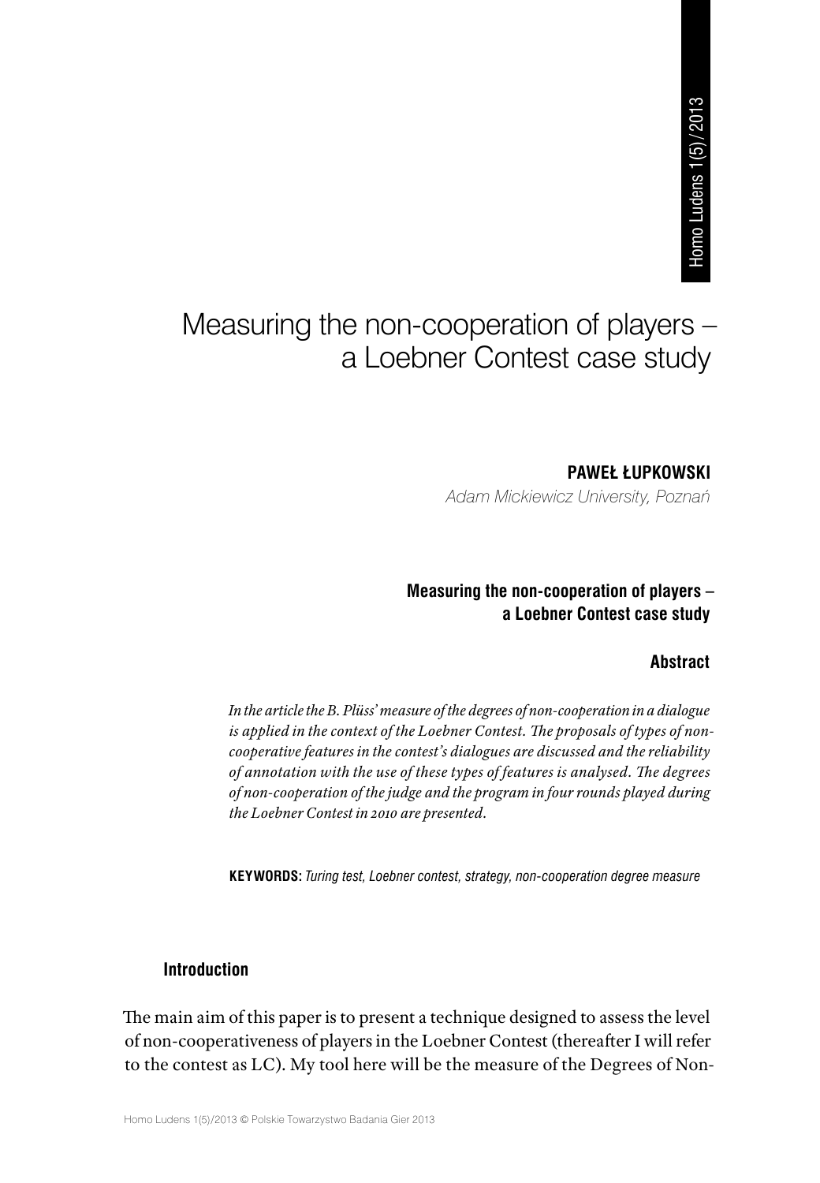# Measuring the non-cooperation of players – a Loebner Contest case study

**PAWEŁ ŁUPKOWSKI**
*Adam Mickiewicz University, Poznań*

**Measuring the non-cooperation of players – a Loebner Contest case study**

### Abstract

*In the article the B. Plüss' measure of the degrees of non-cooperation in a dialogue is applied in the context of the Loebner Contest. The proposals of types of non-cooperative features in the contest's dialogues are discussed and the reliability of annotation with the use of these types of features is analysed. The degrees of non-cooperation of the judge and the program in four rounds played during the Loebner Contest in 2010 are presented.*

**KEYWORDS:** *Turing test, Loebner contest, strategy, non-cooperation degree measure*

## Introduction

The main aim of this paper is to present a technique designed to assess the level of non-cooperativeness of players in the Loebner Contest (thereafter I will refer to the contest as LC). My tool here will be the measure of the Degrees of Non-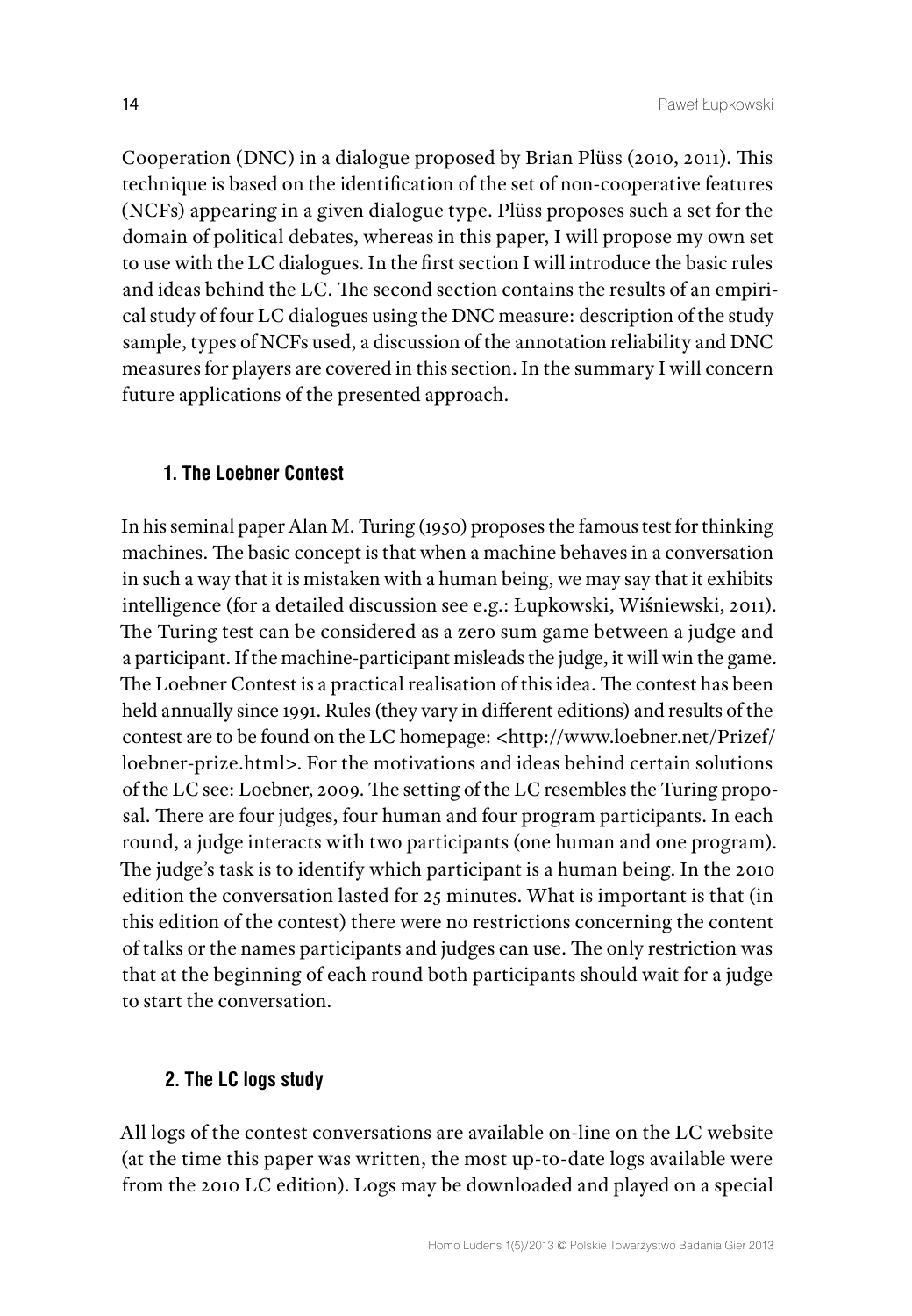Cooperation (DNC) in a dialogue proposed by Brian Plüss (2010, 2011). This technique is based on the identification of the set of non-cooperative features (NCFs) appearing in a given dialogue type. Plüss proposes such a set for the domain of political debates, whereas in this paper, I will propose my own set to use with the LC dialogues. In the first section I will introduce the basic rules and ideas behind the LC. The second section contains the results of an empirical study of four LC dialogues using the DNC measure: description of the study sample, types of NCFs used, a discussion of the annotation reliability and DNC measures for players are covered in this section. In the summary I will concern future applications of the presented approach.

### 1. The Loebner Contest

In his seminal paper Alan M. Turing (1950) proposes the famous test for thinking machines. The basic concept is that when a machine behaves in a conversation in such a way that it is mistaken with a human being, we may say that it exhibits intelligence (for a detailed discussion see e.g.: Łupkowski, Wiśniewski, 2011). The Turing test can be considered as a zero sum game between a judge and a participant. If the machine-participant misleads the judge, it will win the game. The Loebner Contest is a practical realisation of this idea. The contest has been held annually since 1991. Rules (they vary in different editions) and results of the contest are to be found on the LC homepage: <http://www.loebner.net/Prizef/loebner-prize.html>. For the motivations and ideas behind certain solutions of the LC see: Loebner, 2009. The setting of the LC resembles the Turing proposal. There are four judges, four human and four program participants. In each round, a judge interacts with two participants (one human and one program). The judge's task is to identify which participant is a human being. In the 2010 edition the conversation lasted for 25 minutes. What is important is that (in this edition of the contest) there were no restrictions concerning the content of talks or the names participants and judges can use. The only restriction was that at the beginning of each round both participants should wait for a judge to start the conversation.

### 2. The LC logs study

All logs of the contest conversations are available on-line on the LC website (at the time this paper was written, the most up-to-date logs available were from the 2010 LC edition). Logs may be downloaded and played on a special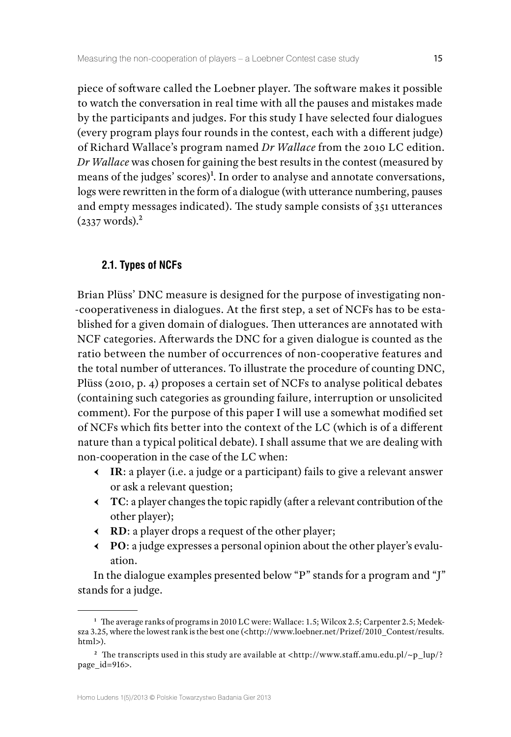piece of software called the Loebner player. The software makes it possible to watch the conversation in real time with all the pauses and mistakes made by the participants and judges. For this study I have selected four dialogues (every program plays four rounds in the contest, each with a different judge) of Richard Wallace's program named *Dr Wallace* from the 2010 LC edition. *Dr Wallace* was chosen for gaining the best results in the contest (measured by means of the judges' scores)[1]. In order to analyse and annotate conversations, logs were rewritten in the form of a dialogue (with utterance numbering, pauses and empty messages indicated). The study sample consists of 351 utterances (2337 words).[2]

### 2.1. Types of NCFs

Brian Plüss' DNC measure is designed for the purpose of investigating non--cooperativeness in dialogues. At the first step, a set of NCFs has to be established for a given domain of dialogues. Then utterances are annotated with NCF categories. Afterwards the DNC for a given dialogue is counted as the ratio between the number of occurrences of non-cooperative features and the total number of utterances. To illustrate the procedure of counting DNC, Plüss (2010, p. 4) proposes a certain set of NCFs to analyse political debates (containing such categories as grounding failure, interruption or unsolicited comment). For the purpose of this paper I will use a somewhat modified set of NCFs which fits better into the context of the LC (which is of a different nature than a typical political debate). I shall assume that we are dealing with non-cooperation in the case of the LC when:

- **IR**: a player (i.e. a judge or a participant) fails to give a relevant answer or ask a relevant question;
- **TC**: a player changes the topic rapidly (after a relevant contribution of the other player);
- **RD**: a player drops a request of the other player;
- **PO**: a judge expresses a personal opinion about the other player's evaluation.

In the dialogue examples presented below "P" stands for a program and "J" stands for a judge.

---

[1] The average ranks of programs in 2010 LC were: Wallace: 1.5; Wilcox 2.5; Carpenter 2.5; Medeksza 3.25, where the lowest rank is the best one (<http://www.loebner.net/Prizef/2010_Contest/results.html>).

[2] The transcripts used in this study are available at <http://www.staff.amu.edu.pl/~p_lup/?page_id=916>.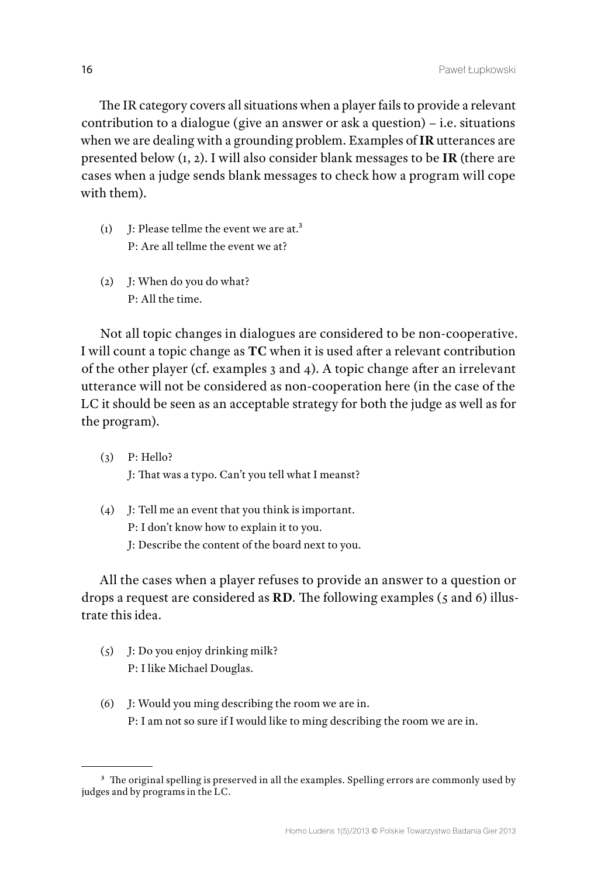The IR category covers all situations when a player fails to provide a relevant contribution to a dialogue (give an answer or ask a question) – i.e. situations when we are dealing with a grounding problem. Examples of **IR** utterances are presented below (1, 2). I will also consider blank messages to be **IR** (there are cases when a judge sends blank messages to check how a program will cope with them).

(1) J: Please tellme the event we are at.[3]
P: Are all tellme the event we at?

(2) J: When do you do what?
P: All the time.

Not all topic changes in dialogues are considered to be non-cooperative. I will count a topic change as **TC** when it is used after a relevant contribution of the other player (cf. examples 3 and 4). A topic change after an irrelevant utterance will not be considered as non-cooperation here (in the case of the LC it should be seen as an acceptable strategy for both the judge as well as for the program).

(3) P: Hello?
J: That was a typo. Can't you tell what I meanst?

(4) J: Tell me an event that you think is important.
P: I don't know how to explain it to you.
J: Describe the content of the board next to you.

All the cases when a player refuses to provide an answer to a question or drops a request are considered as **RD**. The following examples (5 and 6) illustrate this idea.

(5) J: Do you enjoy drinking milk?
P: I like Michael Douglas.

(6) J: Would you ming describing the room we are in.
P: I am not so sure if I would like to ming describing the room we are in.

---

[3] The original spelling is preserved in all the examples. Spelling errors are commonly used by judges and by programs in the LC.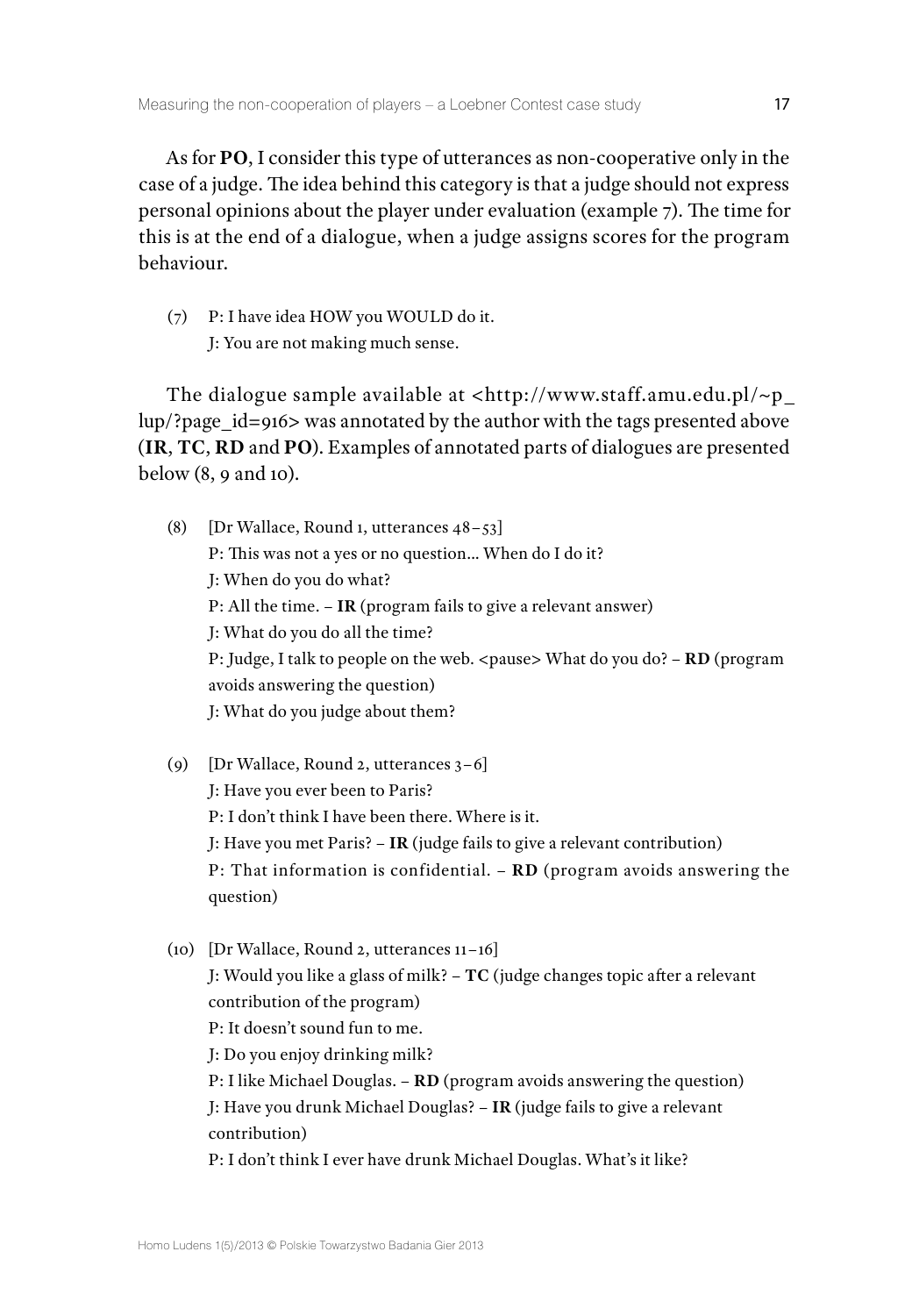As for **PO**, I consider this type of utterances as non-cooperative only in the case of a judge. The idea behind this category is that a judge should not express personal opinions about the player under evaluation (example 7). The time for this is at the end of a dialogue, when a judge assigns scores for the program behaviour.

(7) P: I have idea HOW you WOULD do it.
J: You are not making much sense.

The dialogue sample available at <http://www.staff.amu.edu.pl/~p_lup/?page_id=916> was annotated by the author with the tags presented above (**IR**, **TC**, **RD** and **PO**). Examples of annotated parts of dialogues are presented below (8, 9 and 10).

(8) [Dr Wallace, Round 1, utterances 48–53]
P: This was not a yes or no question... When do I do it?
J: When do you do what?
P: All the time. – **IR** (program fails to give a relevant answer)
J: What do you do all the time?
P: Judge, I talk to people on the web. <pause> What do you do? – **RD** (program avoids answering the question)
J: What do you judge about them?

(9) [Dr Wallace, Round 2, utterances 3–6]
J: Have you ever been to Paris?
P: I don't think I have been there. Where is it.
J: Have you met Paris? – **IR** (judge fails to give a relevant contribution)
P: That information is confidential. – **RD** (program avoids answering the question)

(10) [Dr Wallace, Round 2, utterances 11–16]
J: Would you like a glass of milk? – **TC** (judge changes topic after a relevant contribution of the program)
P: It doesn't sound fun to me.
J: Do you enjoy drinking milk?
P: I like Michael Douglas. – **RD** (program avoids answering the question)
J: Have you drunk Michael Douglas? – **IR** (judge fails to give a relevant contribution)
P: I don't think I ever have drunk Michael Douglas. What's it like?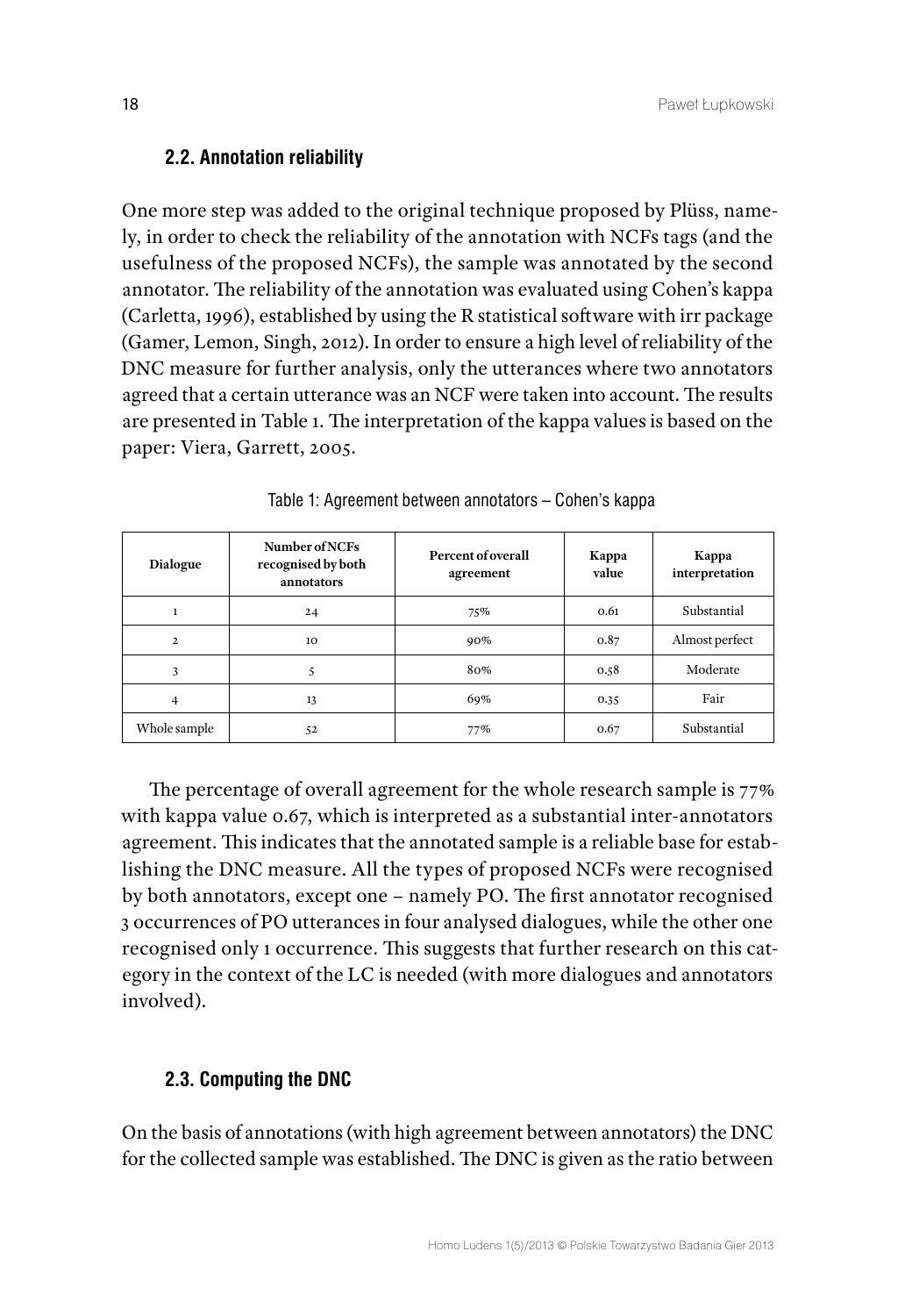### 2.2. Annotation reliability

One more step was added to the original technique proposed by Plüss, namely, in order to check the reliability of the annotation with NCFs tags (and the usefulness of the proposed NCFs), the sample was annotated by the second annotator. The reliability of the annotation was evaluated using Cohen's kappa (Carletta, 1996), established by using the R statistical software with irr package (Gamer, Lemon, Singh, 2012). In order to ensure a high level of reliability of the DNC measure for further analysis, only the utterances where two annotators agreed that a certain utterance was an NCF were taken into account. The results are presented in Table 1. The interpretation of the kappa values is based on the paper: Viera, Garrett, 2005.

Table 1: Agreement between annotators – Cohen's kappa

| Dialogue | Number of NCFs recognised by both annotators | Percent of overall agreement | Kappa value | Kappa interpretation |
|---|---|---|---|---|
| 1 | 24 | 75% | 0.61 | Substantial |
| 2 | 10 | 90% | 0.87 | Almost perfect |
| 3 | 5 | 80% | 0.58 | Moderate |
| 4 | 13 | 69% | 0.35 | Fair |
| Whole sample | 52 | 77% | 0.67 | Substantial |

The percentage of overall agreement for the whole research sample is 77% with kappa value 0.67, which is interpreted as a substantial inter-annotators agreement. This indicates that the annotated sample is a reliable base for establishing the DNC measure. All the types of proposed NCFs were recognised by both annotators, except one – namely PO. The first annotator recognised 3 occurrences of PO utterances in four analysed dialogues, while the other one recognised only 1 occurrence. This suggests that further research on this category in the context of the LC is needed (with more dialogues and annotators involved).

### 2.3. Computing the DNC

On the basis of annotations (with high agreement between annotators) the DNC for the collected sample was established. The DNC is given as the ratio between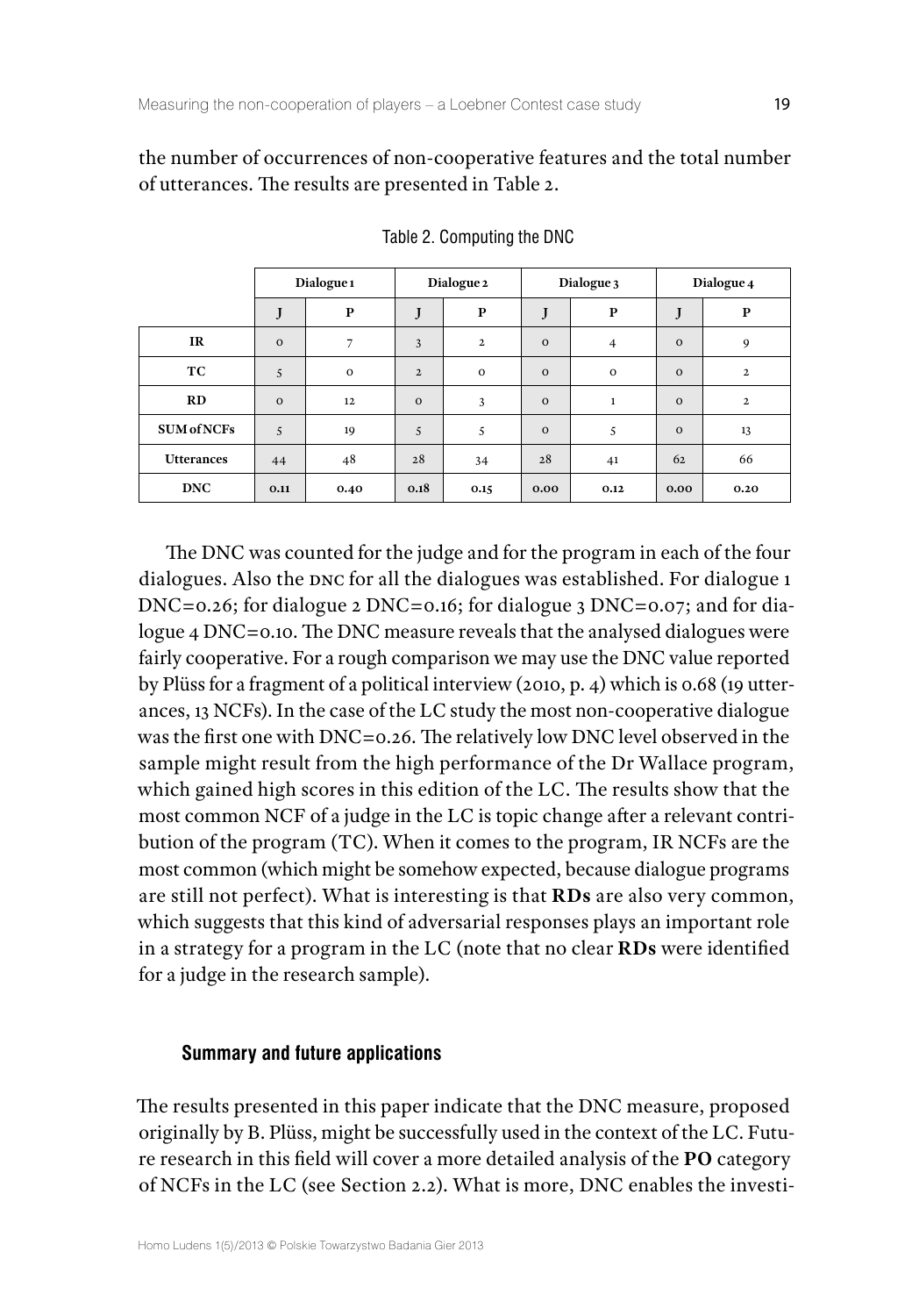the number of occurrences of non-cooperative features and the total number of utterances. The results are presented in Table 2.

Table 2. Computing the DNC

| | Dialogue 1 | | Dialogue 2 | | Dialogue 3 | | Dialogue 4 | |
|---|---|---|---|---|---|---|---|---|
| | J | P | J | P | J | P | J | P |
| **IR** | 0 | 7 | 3 | 2 | 0 | 4 | 0 | 9 |
| **TC** | 5 | 0 | 2 | 0 | 0 | 0 | 0 | 2 |
| **RD** | 0 | 12 | 0 | 3 | 0 | 1 | 0 | 2 |
| **SUM of NCFs** | 5 | 19 | 5 | 5 | 0 | 5 | 0 | 13 |
| **Utterances** | 44 | 48 | 28 | 34 | 28 | 41 | 62 | 66 |
| **DNC** | **0.11** | **0.40** | **0.18** | **0.15** | **0.00** | **0.12** | **0.00** | **0.20** |

The DNC was counted for the judge and for the program in each of the four dialogues. Also the DNC for all the dialogues was established. For dialogue 1 DNC=0.26; for dialogue 2 DNC=0.16; for dialogue 3 DNC=0.07; and for dialogue 4 DNC=0.10. The DNC measure reveals that the analysed dialogues were fairly cooperative. For a rough comparison we may use the DNC value reported by Plüss for a fragment of a political interview (2010, p. 4) which is 0.68 (19 utterances, 13 NCFs). In the case of the LC study the most non-cooperative dialogue was the first one with DNC=0.26. The relatively low DNC level observed in the sample might result from the high performance of the Dr Wallace program, which gained high scores in this edition of the LC. The results show that the most common NCF of a judge in the LC is topic change after a relevant contribution of the program (TC). When it comes to the program, IR NCFs are the most common (which might be somehow expected, because dialogue programs are still not perfect). What is interesting is that **RDs** are also very common, which suggests that this kind of adversarial responses plays an important role in a strategy for a program in the LC (note that no clear **RDs** were identified for a judge in the research sample).

## Summary and future applications

The results presented in this paper indicate that the DNC measure, proposed originally by B. Plüss, might be successfully used in the context of the LC. Future research in this field will cover a more detailed analysis of the **PO** category of NCFs in the LC (see Section 2.2). What is more, DNC enables the investi-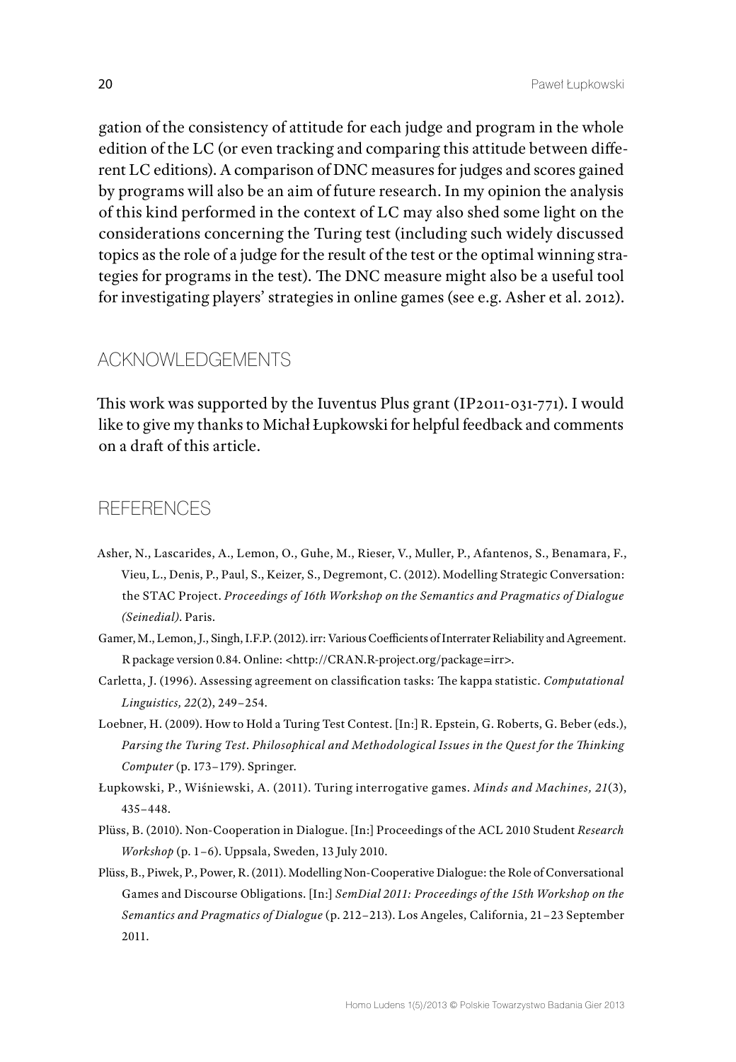gation of the consistency of attitude for each judge and program in the whole edition of the LC (or even tracking and comparing this attitude between different LC editions). A comparison of DNC measures for judges and scores gained by programs will also be an aim of future research. In my opinion the analysis of this kind performed in the context of LC may also shed some light on the considerations concerning the Turing test (including such widely discussed topics as the role of a judge for the result of the test or the optimal winning strategies for programs in the test). The DNC measure might also be a useful tool for investigating players' strategies in online games (see e.g. Asher et al. 2012).

## ACKNOWLEDGEMENTS

This work was supported by the Iuventus Plus grant (IP2011-031-771). I would like to give my thanks to Michał Łupkowski for helpful feedback and comments on a draft of this article.

## REFERENCES

Asher, N., Lascarides, A., Lemon, O., Guhe, M., Rieser, V., Muller, P., Afantenos, S., Benamara, F., Vieu, L., Denis, P., Paul, S., Keizer, S., Degremont, C. (2012). Modelling Strategic Conversation: the STAC Project. *Proceedings of 16th Workshop on the Semantics and Pragmatics of Dialogue (Seinedial)*. Paris.

Gamer, M., Lemon, J., Singh, I.F.P. (2012). irr: Various Coefficients of Interrater Reliability and Agreement. R package version 0.84. Online: <http://CRAN.R-project.org/package=irr>.

Carletta, J. (1996). Assessing agreement on classification tasks: The kappa statistic. *Computational Linguistics, 22*(2), 249–254.

Loebner, H. (2009). How to Hold a Turing Test Contest. [In:] R. Epstein, G. Roberts, G. Beber (eds.), *Parsing the Turing Test. Philosophical and Methodological Issues in the Quest for the Thinking Computer* (p. 173–179). Springer.

Łupkowski, P., Wiśniewski, A. (2011). Turing interrogative games. *Minds and Machines, 21*(3), 435–448.

Plüss, B. (2010). Non-Cooperation in Dialogue. [In:] Proceedings of the ACL 2010 Student *Research Workshop* (p. 1–6). Uppsala, Sweden, 13 July 2010.

Plüss, B., Piwek, P., Power, R. (2011). Modelling Non-Cooperative Dialogue: the Role of Conversational Games and Discourse Obligations. [In:] *SemDial 2011: Proceedings of the 15th Workshop on the Semantics and Pragmatics of Dialogue* (p. 212–213). Los Angeles, California, 21–23 September 2011.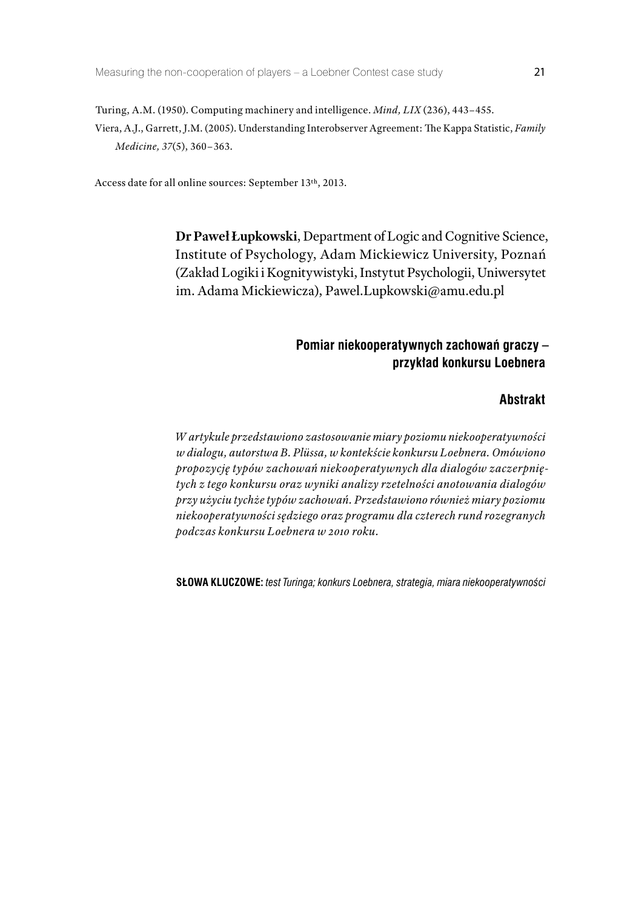Turing, A.M. (1950). Computing machinery and intelligence. *Mind, LIX* (236), 443–455.

Viera, A.J., Garrett, J.M. (2005). Understanding Interobserver Agreement: The Kappa Statistic, *Family Medicine, 37*(5), 360–363.

Access date for all online sources: September 13th, 2013.

**Dr Paweł Łupkowski**, Department of Logic and Cognitive Science, Institute of Psychology, Adam Mickiewicz University, Poznań (Zakład Logiki i Kognitywistyki, Instytut Psychologii, Uniwersytet im. Adama Mickiewicza), Pawel.Lupkowski@amu.edu.pl

## Pomiar niekooperatywnych zachowań graczy – przykład konkursu Loebnera

### Abstrakt

*W artykule przedstawiono zastosowanie miary poziomu niekooperatywności w dialogu, autorstwa B. Plüssa, w kontekście konkursu Loebnera. Omówiono propozycję typów zachowań niekooperatywnych dla dialogów zaczerpniętych z tego konkursu oraz wyniki analizy rzetelności anotowania dialogów przy użyciu tychże typów zachowań. Przedstawiono również miary poziomu niekooperatywności sędziego oraz programu dla czterech rund rozegranych podczas konkursu Loebnera w 2010 roku.*

**SŁOWA KLUCZOWE:** *test Turinga; konkurs Loebnera, strategia, miara niekooperatywności*